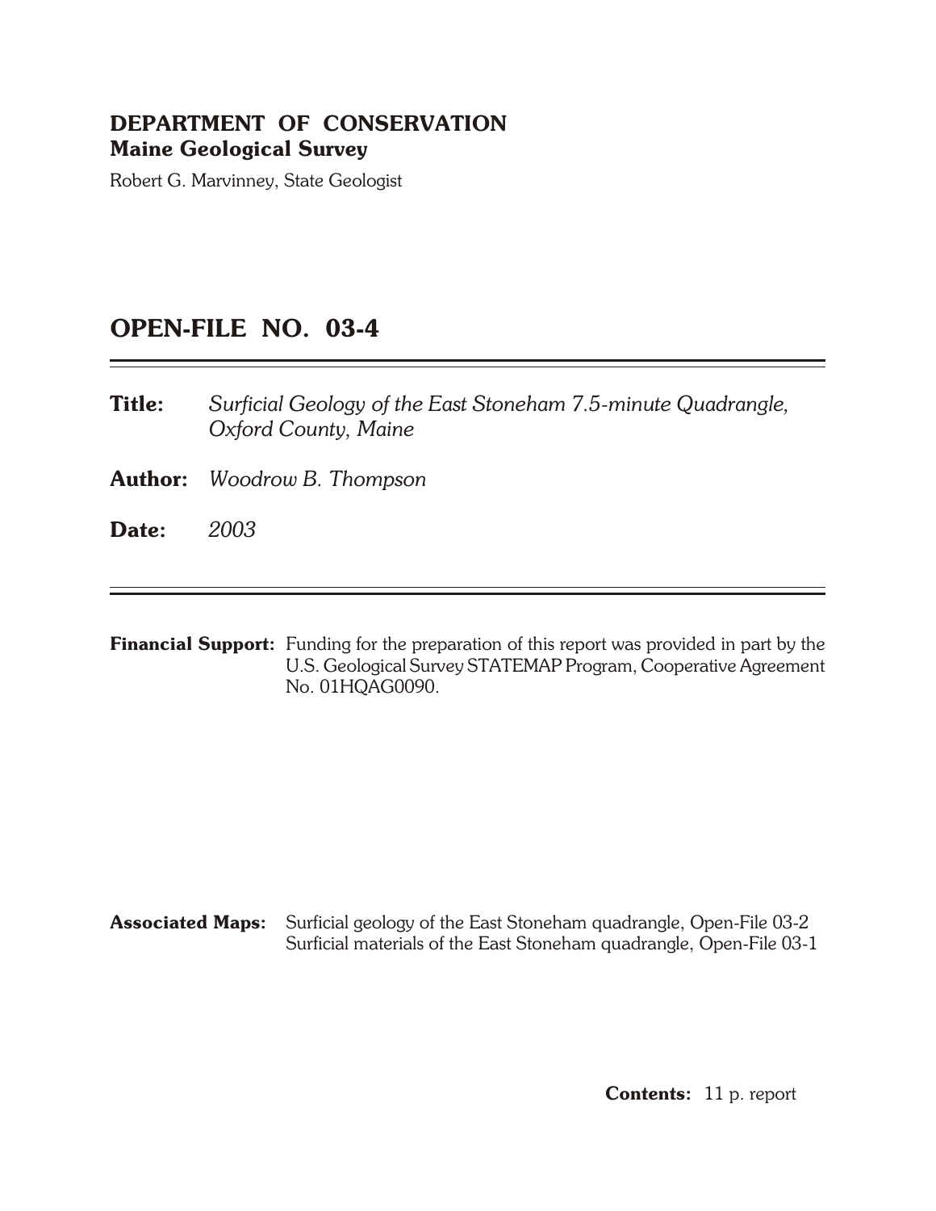**DEPARTMENT OF CONSERVATION**
**Maine Geological Survey**

Robert G. Marvinney, State Geologist

# OPEN-FILE NO. 03-4

---

**Title:** *Surficial Geology of the East Stoneham 7.5-minute Quadrangle, Oxford County, Maine*

**Author:** *Woodrow B. Thompson*

**Date:** *2003*

---

**Financial Support:** Funding for the preparation of this report was provided in part by the U.S. Geological Survey STATEMAP Program, Cooperative Agreement No. 01HQAG0090.

**Associated Maps:** Surficial geology of the East Stoneham quadrangle, Open-File 03-2
Surficial materials of the East Stoneham quadrangle, Open-File 03-1

**Contents:** 11 p. report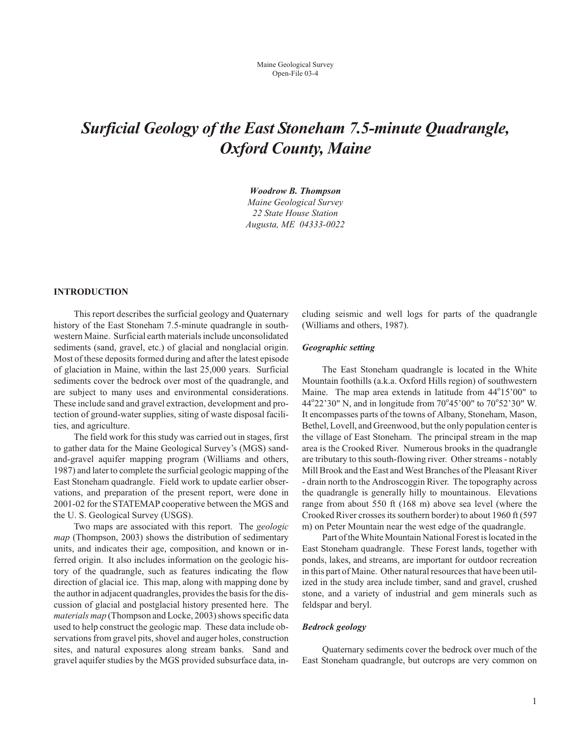Maine Geological Survey
Open-File 03-4

# *Surficial Geology of the East Stoneham 7.5-minute Quadrangle, Oxford County, Maine*

***Woodrow B. Thompson***
*Maine Geological Survey*
*22 State House Station*
*Augusta, ME 04333-0022*

## INTRODUCTION

This report describes the surficial geology and Quaternary history of the East Stoneham 7.5-minute quadrangle in southwestern Maine. Surficial earth materials include unconsolidated sediments (sand, gravel, etc.) of glacial and nonglacial origin. Most of these deposits formed during and after the latest episode of glaciation in Maine, within the last 25,000 years. Surficial sediments cover the bedrock over most of the quadrangle, and are subject to many uses and environmental considerations. These include sand and gravel extraction, development and protection of ground-water supplies, siting of waste disposal facilities, and agriculture.

The field work for this study was carried out in stages, first to gather data for the Maine Geological Survey's (MGS) sand-and-gravel aquifer mapping program (Williams and others, 1987) and later to complete the surficial geologic mapping of the East Stoneham quadrangle. Field work to update earlier observations, and preparation of the present report, were done in 2001-02 for the STATEMAP cooperative between the MGS and the U. S. Geological Survey (USGS).

Two maps are associated with this report. The *geologic map* (Thompson, 2003) shows the distribution of sedimentary units, and indicates their age, composition, and known or inferred origin. It also includes information on the geologic history of the quadrangle, such as features indicating the flow direction of glacial ice. This map, along with mapping done by the author in adjacent quadrangles, provides the basis for the discussion of glacial and postglacial history presented here. The *materials map* (Thompson and Locke, 2003) shows specific data used to help construct the geologic map. These data include observations from gravel pits, shovel and auger holes, construction sites, and natural exposures along stream banks. Sand and gravel aquifer studies by the MGS provided subsurface data, including seismic and well logs for parts of the quadrangle (Williams and others, 1987).

### *Geographic setting*

The East Stoneham quadrangle is located in the White Mountain foothills (a.k.a. Oxford Hills region) of southwestern Maine. The map area extends in latitude from 44°15'00" to 44°22'30" N, and in longitude from 70°45'00" to 70°52'30" W. It encompasses parts of the towns of Albany, Stoneham, Mason, Bethel, Lovell, and Greenwood, but the only population center is the village of East Stoneham. The principal stream in the map area is the Crooked River. Numerous brooks in the quadrangle are tributary to this south-flowing river. Other streams - notably Mill Brook and the East and West Branches of the Pleasant River - drain north to the Androscoggin River. The topography across the quadrangle is generally hilly to mountainous. Elevations range from about 550 ft (168 m) above sea level (where the Crooked River crosses its southern border) to about 1960 ft (597 m) on Peter Mountain near the west edge of the quadrangle.

Part of the White Mountain National Forest is located in the East Stoneham quadrangle. These Forest lands, together with ponds, lakes, and streams, are important for outdoor recreation in this part of Maine. Other natural resources that have been utilized in the study area include timber, sand and gravel, crushed stone, and a variety of industrial and gem minerals such as feldspar and beryl.

### *Bedrock geology*

Quaternary sediments cover the bedrock over much of the East Stoneham quadrangle, but outcrops are very common on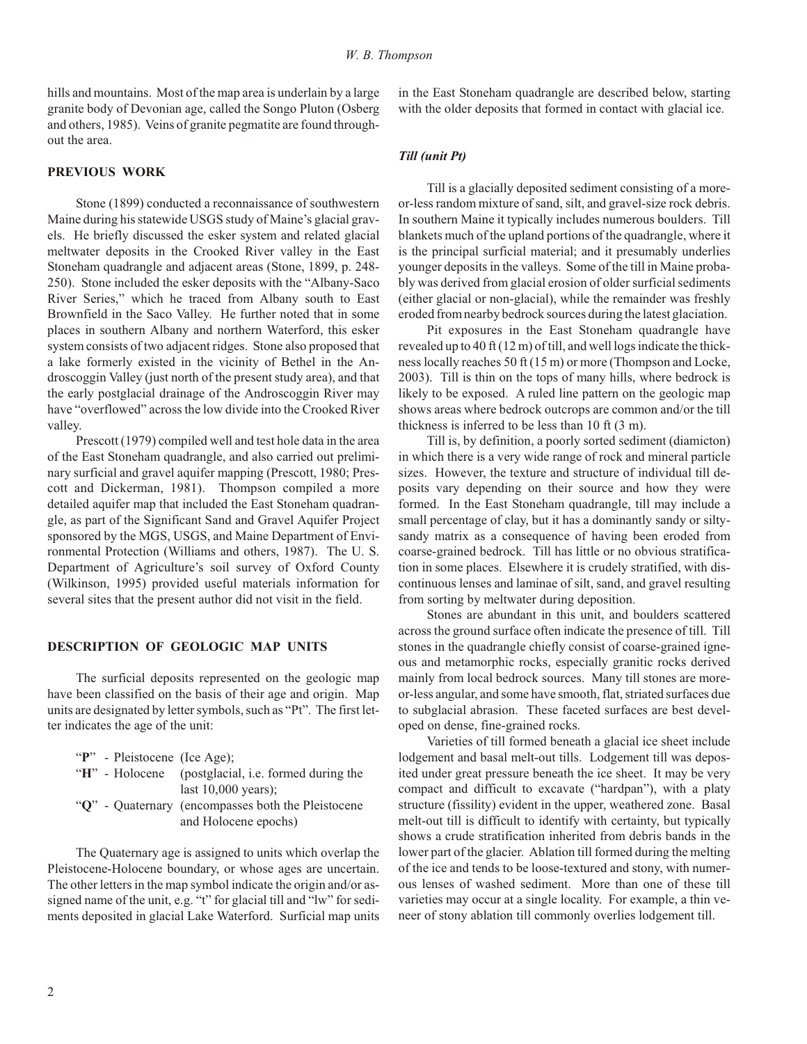hills and mountains. Most of the map area is underlain by a large granite body of Devonian age, called the Songo Pluton (Osberg and others, 1985). Veins of granite pegmatite are found throughout the area.

## PREVIOUS WORK

Stone (1899) conducted a reconnaissance of southwestern Maine during his statewide USGS study of Maine's glacial gravels. He briefly discussed the esker system and related glacial meltwater deposits in the Crooked River valley in the East Stoneham quadrangle and adjacent areas (Stone, 1899, p. 248-250). Stone included the esker deposits with the "Albany-Saco River Series," which he traced from Albany south to East Brownfield in the Saco Valley. He further noted that in some places in southern Albany and northern Waterford, this esker system consists of two adjacent ridges. Stone also proposed that a lake formerly existed in the vicinity of Bethel in the Androscoggin Valley (just north of the present study area), and that the early postglacial drainage of the Androscoggin River may have "overflowed" across the low divide into the Crooked River valley.

Prescott (1979) compiled well and test hole data in the area of the East Stoneham quadrangle, and also carried out preliminary surficial and gravel aquifer mapping (Prescott, 1980; Prescott and Dickerman, 1981). Thompson compiled a more detailed aquifer map that included the East Stoneham quadrangle, as part of the Significant Sand and Gravel Aquifer Project sponsored by the MGS, USGS, and Maine Department of Environmental Protection (Williams and others, 1987). The U. S. Department of Agriculture's soil survey of Oxford County (Wilkinson, 1995) provided useful materials information for several sites that the present author did not visit in the field.

## DESCRIPTION OF GEOLOGIC MAP UNITS

The surficial deposits represented on the geologic map have been classified on the basis of their age and origin. Map units are designated by letter symbols, such as "Pt". The first letter indicates the age of the unit:

- "**P**" - Pleistocene (Ice Age);
- "**H**" - Holocene (postglacial, i.e. formed during the last 10,000 years);
- "**Q**" - Quaternary (encompasses both the Pleistocene and Holocene epochs)

The Quaternary age is assigned to units which overlap the Pleistocene-Holocene boundary, or whose ages are uncertain. The other letters in the map symbol indicate the origin and/or assigned name of the unit, e.g. "t" for glacial till and "lw" for sediments deposited in glacial Lake Waterford. Surficial map units in the East Stoneham quadrangle are described below, starting with the older deposits that formed in contact with glacial ice.

### *Till (unit Pt)*

Till is a glacially deposited sediment consisting of a more-or-less random mixture of sand, silt, and gravel-size rock debris. In southern Maine it typically includes numerous boulders. Till blankets much of the upland portions of the quadrangle, where it is the principal surficial material; and it presumably underlies younger deposits in the valleys. Some of the till in Maine probably was derived from glacial erosion of older surficial sediments (either glacial or non-glacial), while the remainder was freshly eroded from nearby bedrock sources during the latest glaciation.

Pit exposures in the East Stoneham quadrangle have revealed up to 40 ft (12 m) of till, and well logs indicate the thickness locally reaches 50 ft (15 m) or more (Thompson and Locke, 2003). Till is thin on the tops of many hills, where bedrock is likely to be exposed. A ruled line pattern on the geologic map shows areas where bedrock outcrops are common and/or the till thickness is inferred to be less than 10 ft (3 m).

Till is, by definition, a poorly sorted sediment (diamicton) in which there is a very wide range of rock and mineral particle sizes. However, the texture and structure of individual till deposits vary depending on their source and how they were formed. In the East Stoneham quadrangle, till may include a small percentage of clay, but it has a dominantly sandy or silty-sandy matrix as a consequence of having been eroded from coarse-grained bedrock. Till has little or no obvious stratification in some places. Elsewhere it is crudely stratified, with discontinuous lenses and laminae of silt, sand, and gravel resulting from sorting by meltwater during deposition.

Stones are abundant in this unit, and boulders scattered across the ground surface often indicate the presence of till. Till stones in the quadrangle chiefly consist of coarse-grained igneous and metamorphic rocks, especially granitic rocks derived mainly from local bedrock sources. Many till stones are more-or-less angular, and some have smooth, flat, striated surfaces due to subglacial abrasion. These faceted surfaces are best developed on dense, fine-grained rocks.

Varieties of till formed beneath a glacial ice sheet include lodgement and basal melt-out tills. Lodgement till was deposited under great pressure beneath the ice sheet. It may be very compact and difficult to excavate ("hardpan"), with a platy structure (fissility) evident in the upper, weathered zone. Basal melt-out till is difficult to identify with certainty, but typically shows a crude stratification inherited from debris bands in the lower part of the glacier. Ablation till formed during the melting of the ice and tends to be loose-textured and stony, with numerous lenses of washed sediment. More than one of these till varieties may occur at a single locality. For example, a thin veneer of stony ablation till commonly overlies lodgement till.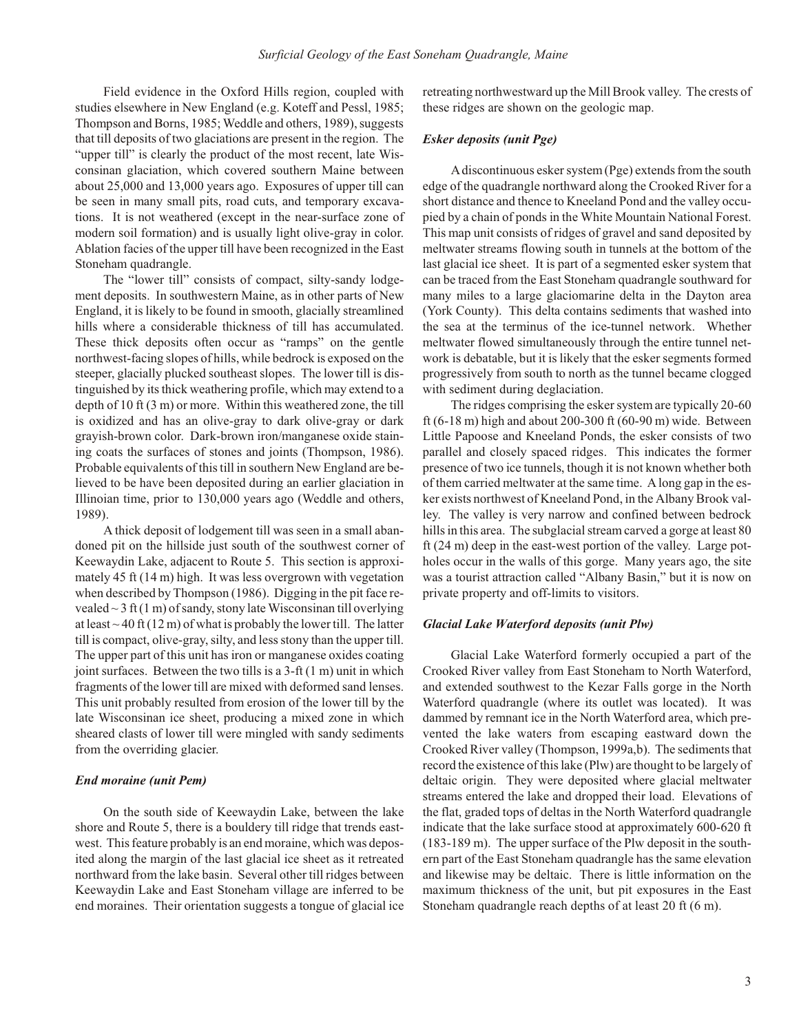Field evidence in the Oxford Hills region, coupled with studies elsewhere in New England (e.g. Koteff and Pessl, 1985; Thompson and Borns, 1985; Weddle and others, 1989), suggests that till deposits of two glaciations are present in the region. The "upper till" is clearly the product of the most recent, late Wisconsinan glaciation, which covered southern Maine between about 25,000 and 13,000 years ago. Exposures of upper till can be seen in many small pits, road cuts, and temporary excavations. It is not weathered (except in the near-surface zone of modern soil formation) and is usually light olive-gray in color. Ablation facies of the upper till have been recognized in the East Stoneham quadrangle.

The "lower till" consists of compact, silty-sandy lodgement deposits. In southwestern Maine, as in other parts of New England, it is likely to be found in smooth, glacially streamlined hills where a considerable thickness of till has accumulated. These thick deposits often occur as "ramps" on the gentle northwest-facing slopes of hills, while bedrock is exposed on the steeper, glacially plucked southeast slopes. The lower till is distinguished by its thick weathering profile, which may extend to a depth of 10 ft (3 m) or more. Within this weathered zone, the till is oxidized and has an olive-gray to dark olive-gray or dark grayish-brown color. Dark-brown iron/manganese oxide staining coats the surfaces of stones and joints (Thompson, 1986). Probable equivalents of this till in southern New England are believed to be have been deposited during an earlier glaciation in Illinoian time, prior to 130,000 years ago (Weddle and others, 1989).

A thick deposit of lodgement till was seen in a small abandoned pit on the hillside just south of the southwest corner of Keewaydin Lake, adjacent to Route 5. This section is approximately 45 ft (14 m) high. It was less overgrown with vegetation when described by Thompson (1986). Digging in the pit face revealed ~ 3 ft (1 m) of sandy, stony late Wisconsinan till overlying at least ~ 40 ft (12 m) of what is probably the lower till. The latter till is compact, olive-gray, silty, and less stony than the upper till. The upper part of this unit has iron or manganese oxides coating joint surfaces. Between the two tills is a 3-ft (1 m) unit in which fragments of the lower till are mixed with deformed sand lenses. This unit probably resulted from erosion of the lower till by the late Wisconsinan ice sheet, producing a mixed zone in which sheared clasts of lower till were mingled with sandy sediments from the overriding glacier.

### *End moraine (unit Pem)*

On the south side of Keewaydin Lake, between the lake shore and Route 5, there is a bouldery till ridge that trends east-west. This feature probably is an end moraine, which was deposited along the margin of the last glacial ice sheet as it retreated northward from the lake basin. Several other till ridges between Keewaydin Lake and East Stoneham village are inferred to be end moraines. Their orientation suggests a tongue of glacial ice retreating northwestward up the Mill Brook valley. The crests of these ridges are shown on the geologic map.

### *Esker deposits (unit Pge)*

A discontinuous esker system (Pge) extends from the south edge of the quadrangle northward along the Crooked River for a short distance and thence to Kneeland Pond and the valley occupied by a chain of ponds in the White Mountain National Forest. This map unit consists of ridges of gravel and sand deposited by meltwater streams flowing south in tunnels at the bottom of the last glacial ice sheet. It is part of a segmented esker system that can be traced from the East Stoneham quadrangle southward for many miles to a large glaciomarine delta in the Dayton area (York County). This delta contains sediments that washed into the sea at the terminus of the ice-tunnel network. Whether meltwater flowed simultaneously through the entire tunnel network is debatable, but it is likely that the esker segments formed progressively from south to north as the tunnel became clogged with sediment during deglaciation.

The ridges comprising the esker system are typically 20-60 ft (6-18 m) high and about 200-300 ft (60-90 m) wide. Between Little Papoose and Kneeland Ponds, the esker consists of two parallel and closely spaced ridges. This indicates the former presence of two ice tunnels, though it is not known whether both of them carried meltwater at the same time. A long gap in the esker exists northwest of Kneeland Pond, in the Albany Brook valley. The valley is very narrow and confined between bedrock hills in this area. The subglacial stream carved a gorge at least 80 ft (24 m) deep in the east-west portion of the valley. Large potholes occur in the walls of this gorge. Many years ago, the site was a tourist attraction called "Albany Basin," but it is now on private property and off-limits to visitors.

### *Glacial Lake Waterford deposits (unit Plw)*

Glacial Lake Waterford formerly occupied a part of the Crooked River valley from East Stoneham to North Waterford, and extended southwest to the Kezar Falls gorge in the North Waterford quadrangle (where its outlet was located). It was dammed by remnant ice in the North Waterford area, which prevented the lake waters from escaping eastward down the Crooked River valley (Thompson, 1999a,b). The sediments that record the existence of this lake (Plw) are thought to be largely of deltaic origin. They were deposited where glacial meltwater streams entered the lake and dropped their load. Elevations of the flat, graded tops of deltas in the North Waterford quadrangle indicate that the lake surface stood at approximately 600-620 ft (183-189 m). The upper surface of the Plw deposit in the southern part of the East Stoneham quadrangle has the same elevation and likewise may be deltaic. There is little information on the maximum thickness of the unit, but pit exposures in the East Stoneham quadrangle reach depths of at least 20 ft (6 m).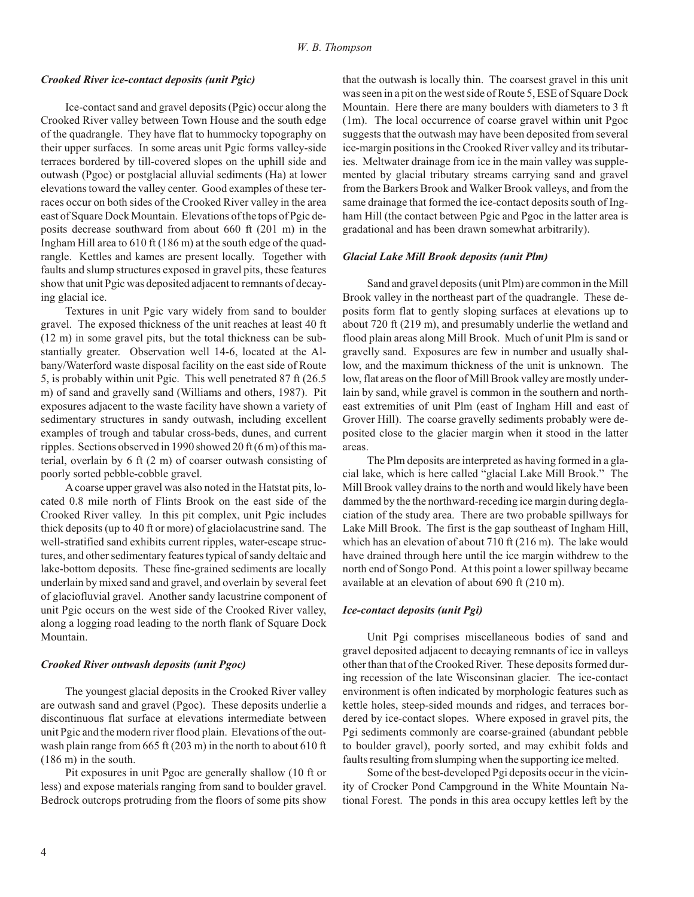### *Crooked River ice-contact deposits (unit Pgic)*

Ice-contact sand and gravel deposits (Pgic) occur along the Crooked River valley between Town House and the south edge of the quadrangle. They have flat to hummocky topography on their upper surfaces. In some areas unit Pgic forms valley-side terraces bordered by till-covered slopes on the uphill side and outwash (Pgoc) or postglacial alluvial sediments (Ha) at lower elevations toward the valley center. Good examples of these terraces occur on both sides of the Crooked River valley in the area east of Square Dock Mountain. Elevations of the tops of Pgic deposits decrease southward from about 660 ft (201 m) in the Ingham Hill area to 610 ft (186 m) at the south edge of the quadrangle. Kettles and kames are present locally. Together with faults and slump structures exposed in gravel pits, these features show that unit Pgic was deposited adjacent to remnants of decaying glacial ice.

Textures in unit Pgic vary widely from sand to boulder gravel. The exposed thickness of the unit reaches at least 40 ft (12 m) in some gravel pits, but the total thickness can be substantially greater. Observation well 14-6, located at the Albany/Waterford waste disposal facility on the east side of Route 5, is probably within unit Pgic. This well penetrated 87 ft (26.5 m) of sand and gravelly sand (Williams and others, 1987). Pit exposures adjacent to the waste facility have shown a variety of sedimentary structures in sandy outwash, including excellent examples of trough and tabular cross-beds, dunes, and current ripples. Sections observed in 1990 showed 20 ft (6 m) of this material, overlain by 6 ft (2 m) of coarser outwash consisting of poorly sorted pebble-cobble gravel.

A coarse upper gravel was also noted in the Hatstat pits, located 0.8 mile north of Flints Brook on the east side of the Crooked River valley. In this pit complex, unit Pgic includes thick deposits (up to 40 ft or more) of glaciolacustrine sand. The well-stratified sand exhibits current ripples, water-escape structures, and other sedimentary features typical of sandy deltaic and lake-bottom deposits. These fine-grained sediments are locally underlain by mixed sand and gravel, and overlain by several feet of glaciofluvial gravel. Another sandy lacustrine component of unit Pgic occurs on the west side of the Crooked River valley, along a logging road leading to the north flank of Square Dock Mountain.

### *Crooked River outwash deposits (unit Pgoc)*

The youngest glacial deposits in the Crooked River valley are outwash sand and gravel (Pgoc). These deposits underlie a discontinuous flat surface at elevations intermediate between unit Pgic and the modern river flood plain. Elevations of the outwash plain range from 665 ft (203 m) in the north to about 610 ft (186 m) in the south.

Pit exposures in unit Pgoc are generally shallow (10 ft or less) and expose materials ranging from sand to boulder gravel. Bedrock outcrops protruding from the floors of some pits show that the outwash is locally thin. The coarsest gravel in this unit was seen in a pit on the west side of Route 5, ESE of Square Dock Mountain. Here there are many boulders with diameters to 3 ft (1m). The local occurrence of coarse gravel within unit Pgoc suggests that the outwash may have been deposited from several ice-margin positions in the Crooked River valley and its tributaries. Meltwater drainage from ice in the main valley was supplemented by glacial tributary streams carrying sand and gravel from the Barkers Brook and Walker Brook valleys, and from the same drainage that formed the ice-contact deposits south of Ingham Hill (the contact between Pgic and Pgoc in the latter area is gradational and has been drawn somewhat arbitrarily).

### *Glacial Lake Mill Brook deposits (unit Plm)*

Sand and gravel deposits (unit Plm) are common in the Mill Brook valley in the northeast part of the quadrangle. These deposits form flat to gently sloping surfaces at elevations up to about 720 ft (219 m), and presumably underlie the wetland and flood plain areas along Mill Brook. Much of unit Plm is sand or gravelly sand. Exposures are few in number and usually shallow, and the maximum thickness of the unit is unknown. The low, flat areas on the floor of Mill Brook valley are mostly underlain by sand, while gravel is common in the southern and northeast extremities of unit Plm (east of Ingham Hill and east of Grover Hill). The coarse gravelly sediments probably were deposited close to the glacier margin when it stood in the latter areas.

The Plm deposits are interpreted as having formed in a glacial lake, which is here called "glacial Lake Mill Brook." The Mill Brook valley drains to the north and would likely have been dammed by the the northward-receding ice margin during deglaciation of the study area. There are two probable spillways for Lake Mill Brook. The first is the gap southeast of Ingham Hill, which has an elevation of about 710 ft (216 m). The lake would have drained through here until the ice margin withdrew to the north end of Songo Pond. At this point a lower spillway became available at an elevation of about 690 ft (210 m).

### *Ice-contact deposits (unit Pgi)*

Unit Pgi comprises miscellaneous bodies of sand and gravel deposited adjacent to decaying remnants of ice in valleys other than that of the Crooked River. These deposits formed during recession of the late Wisconsinan glacier. The ice-contact environment is often indicated by morphologic features such as kettle holes, steep-sided mounds and ridges, and terraces bordered by ice-contact slopes. Where exposed in gravel pits, the Pgi sediments commonly are coarse-grained (abundant pebble to boulder gravel), poorly sorted, and may exhibit folds and faults resulting from slumping when the supporting ice melted.

Some of the best-developed Pgi deposits occur in the vicinity of Crocker Pond Campground in the White Mountain National Forest. The ponds in this area occupy kettles left by the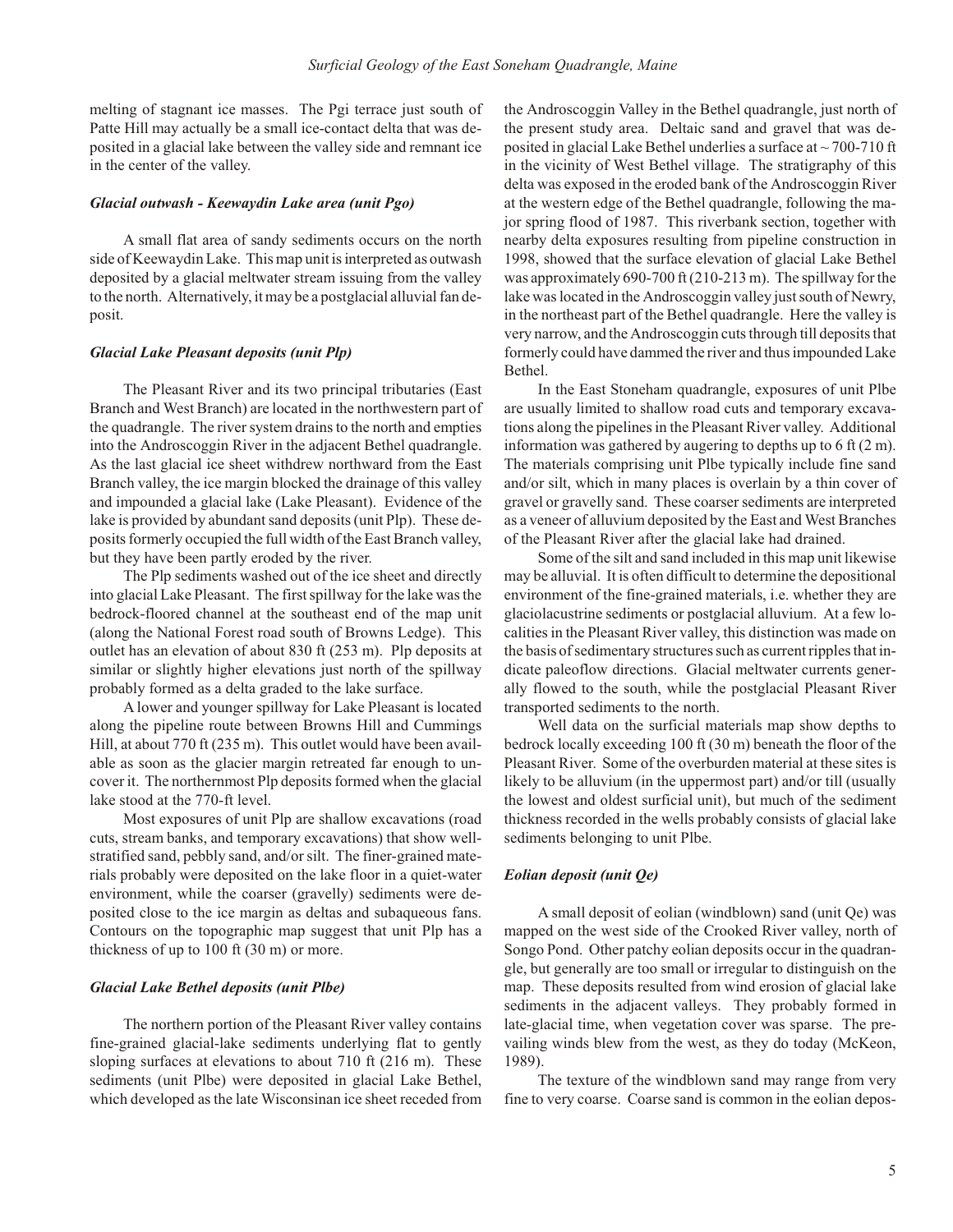melting of stagnant ice masses. The Pgi terrace just south of Patte Hill may actually be a small ice-contact delta that was deposited in a glacial lake between the valley side and remnant ice in the center of the valley.

#### *Glacial outwash - Keewaydin Lake area (unit Pgo)*

A small flat area of sandy sediments occurs on the north side of Keewaydin Lake. This map unit is interpreted as outwash deposited by a glacial meltwater stream issuing from the valley to the north. Alternatively, it may be a postglacial alluvial fan deposit.

#### *Glacial Lake Pleasant deposits (unit Plp)*

The Pleasant River and its two principal tributaries (East Branch and West Branch) are located in the northwestern part of the quadrangle. The river system drains to the north and empties into the Androscoggin River in the adjacent Bethel quadrangle. As the last glacial ice sheet withdrew northward from the East Branch valley, the ice margin blocked the drainage of this valley and impounded a glacial lake (Lake Pleasant). Evidence of the lake is provided by abundant sand deposits (unit Plp). These deposits formerly occupied the full width of the East Branch valley, but they have been partly eroded by the river.

The Plp sediments washed out of the ice sheet and directly into glacial Lake Pleasant. The first spillway for the lake was the bedrock-floored channel at the southeast end of the map unit (along the National Forest road south of Browns Ledge). This outlet has an elevation of about 830 ft (253 m). Plp deposits at similar or slightly higher elevations just north of the spillway probably formed as a delta graded to the lake surface.

A lower and younger spillway for Lake Pleasant is located along the pipeline route between Browns Hill and Cummings Hill, at about 770 ft (235 m). This outlet would have been available as soon as the glacier margin retreated far enough to uncover it. The northernmost Plp deposits formed when the glacial lake stood at the 770-ft level.

Most exposures of unit Plp are shallow excavations (road cuts, stream banks, and temporary excavations) that show well-stratified sand, pebbly sand, and/or silt. The finer-grained materials probably were deposited on the lake floor in a quiet-water environment, while the coarser (gravelly) sediments were deposited close to the ice margin as deltas and subaqueous fans. Contours on the topographic map suggest that unit Plp has a thickness of up to 100 ft (30 m) or more.

#### *Glacial Lake Bethel deposits (unit Plbe)*

The northern portion of the Pleasant River valley contains fine-grained glacial-lake sediments underlying flat to gently sloping surfaces at elevations to about 710 ft (216 m). These sediments (unit Plbe) were deposited in glacial Lake Bethel, which developed as the late Wisconsinan ice sheet receded from the Androscoggin Valley in the Bethel quadrangle, just north of the present study area. Deltaic sand and gravel that was deposited in glacial Lake Bethel underlies a surface at ~ 700-710 ft in the vicinity of West Bethel village. The stratigraphy of this delta was exposed in the eroded bank of the Androscoggin River at the western edge of the Bethel quadrangle, following the major spring flood of 1987. This riverbank section, together with nearby delta exposures resulting from pipeline construction in 1998, showed that the surface elevation of glacial Lake Bethel was approximately 690-700 ft (210-213 m). The spillway for the lake was located in the Androscoggin valley just south of Newry, in the northeast part of the Bethel quadrangle. Here the valley is very narrow, and the Androscoggin cuts through till deposits that formerly could have dammed the river and thus impounded Lake Bethel.

In the East Stoneham quadrangle, exposures of unit Plbe are usually limited to shallow road cuts and temporary excavations along the pipelines in the Pleasant River valley. Additional information was gathered by augering to depths up to 6 ft (2 m). The materials comprising unit Plbe typically include fine sand and/or silt, which in many places is overlain by a thin cover of gravel or gravelly sand. These coarser sediments are interpreted as a veneer of alluvium deposited by the East and West Branches of the Pleasant River after the glacial lake had drained.

Some of the silt and sand included in this map unit likewise may be alluvial. It is often difficult to determine the depositional environment of the fine-grained materials, i.e. whether they are glaciolacustrine sediments or postglacial alluvium. At a few localities in the Pleasant River valley, this distinction was made on the basis of sedimentary structures such as current ripples that indicate paleoflow directions. Glacial meltwater currents generally flowed to the south, while the postglacial Pleasant River transported sediments to the north.

Well data on the surficial materials map show depths to bedrock locally exceeding 100 ft (30 m) beneath the floor of the Pleasant River. Some of the overburden material at these sites is likely to be alluvium (in the uppermost part) and/or till (usually the lowest and oldest surficial unit), but much of the sediment thickness recorded in the wells probably consists of glacial lake sediments belonging to unit Plbe.

#### *Eolian deposit (unit Qe)*

A small deposit of eolian (windblown) sand (unit Qe) was mapped on the west side of the Crooked River valley, north of Songo Pond. Other patchy eolian deposits occur in the quadrangle, but generally are too small or irregular to distinguish on the map. These deposits resulted from wind erosion of glacial lake sediments in the adjacent valleys. They probably formed in late-glacial time, when vegetation cover was sparse. The prevailing winds blew from the west, as they do today (McKeon, 1989).

The texture of the windblown sand may range from very fine to very coarse. Coarse sand is common in the eolian depos-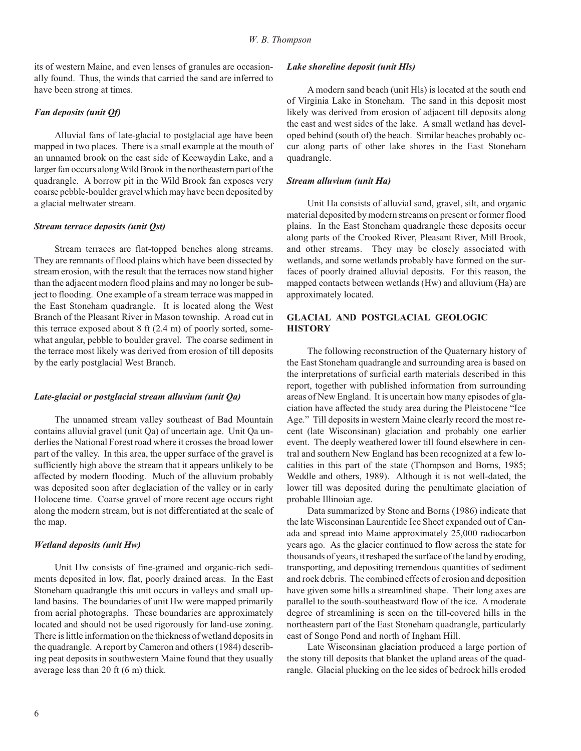its of western Maine, and even lenses of granules are occasionally found. Thus, the winds that carried the sand are inferred to have been strong at times.

### *Fan deposits (unit Qf)*

Alluvial fans of late-glacial to postglacial age have been mapped in two places. There is a small example at the mouth of an unnamed brook on the east side of Keewaydin Lake, and a larger fan occurs along Wild Brook in the northeastern part of the quadrangle. A borrow pit in the Wild Brook fan exposes very coarse pebble-boulder gravel which may have been deposited by a glacial meltwater stream.

### *Stream terrace deposits (unit Qst)*

Stream terraces are flat-topped benches along streams. They are remnants of flood plains which have been dissected by stream erosion, with the result that the terraces now stand higher than the adjacent modern flood plains and may no longer be subject to flooding. One example of a stream terrace was mapped in the East Stoneham quadrangle. It is located along the West Branch of the Pleasant River in Mason township. A road cut in this terrace exposed about 8 ft (2.4 m) of poorly sorted, somewhat angular, pebble to boulder gravel. The coarse sediment in the terrace most likely was derived from erosion of till deposits by the early postglacial West Branch.

### *Late-glacial or postglacial stream alluvium (unit Qa)*

The unnamed stream valley southeast of Bad Mountain contains alluvial gravel (unit Qa) of uncertain age. Unit Qa underlies the National Forest road where it crosses the broad lower part of the valley. In this area, the upper surface of the gravel is sufficiently high above the stream that it appears unlikely to be affected by modern flooding. Much of the alluvium probably was deposited soon after deglaciation of the valley or in early Holocene time. Coarse gravel of more recent age occurs right along the modern stream, but is not differentiated at the scale of the map.

### *Wetland deposits (unit Hw)*

Unit Hw consists of fine-grained and organic-rich sediments deposited in low, flat, poorly drained areas. In the East Stoneham quadrangle this unit occurs in valleys and small upland basins. The boundaries of unit Hw were mapped primarily from aerial photographs. These boundaries are approximately located and should not be used rigorously for land-use zoning. There is little information on the thickness of wetland deposits in the quadrangle. A report by Cameron and others (1984) describing peat deposits in southwestern Maine found that they usually average less than 20 ft (6 m) thick.

### *Lake shoreline deposit (unit Hls)*

A modern sand beach (unit Hls) is located at the south end of Virginia Lake in Stoneham. The sand in this deposit most likely was derived from erosion of adjacent till deposits along the east and west sides of the lake. A small wetland has developed behind (south of) the beach. Similar beaches probably occur along parts of other lake shores in the East Stoneham quadrangle.

### *Stream alluvium (unit Ha)*

Unit Ha consists of alluvial sand, gravel, silt, and organic material deposited by modern streams on present or former flood plains. In the East Stoneham quadrangle these deposits occur along parts of the Crooked River, Pleasant River, Mill Brook, and other streams. They may be closely associated with wetlands, and some wetlands probably have formed on the surfaces of poorly drained alluvial deposits. For this reason, the mapped contacts between wetlands (Hw) and alluvium (Ha) are approximately located.

## GLACIAL AND POSTGLACIAL GEOLOGIC HISTORY

The following reconstruction of the Quaternary history of the East Stoneham quadrangle and surrounding area is based on the interpretations of surficial earth materials described in this report, together with published information from surrounding areas of New England. It is uncertain how many episodes of glaciation have affected the study area during the Pleistocene "Ice Age." Till deposits in western Maine clearly record the most recent (late Wisconsinan) glaciation and probably one earlier event. The deeply weathered lower till found elsewhere in central and southern New England has been recognized at a few localities in this part of the state (Thompson and Borns, 1985; Weddle and others, 1989). Although it is not well-dated, the lower till was deposited during the penultimate glaciation of probable Illinoian age.

Data summarized by Stone and Borns (1986) indicate that the late Wisconsinan Laurentide Ice Sheet expanded out of Canada and spread into Maine approximately 25,000 radiocarbon years ago. As the glacier continued to flow across the state for thousands of years, it reshaped the surface of the land by eroding, transporting, and depositing tremendous quantities of sediment and rock debris. The combined effects of erosion and deposition have given some hills a streamlined shape. Their long axes are parallel to the south-southeastward flow of the ice. A moderate degree of streamlining is seen on the till-covered hills in the northeastern part of the East Stoneham quadrangle, particularly east of Songo Pond and north of Ingham Hill.

Late Wisconsinan glaciation produced a large portion of the stony till deposits that blanket the upland areas of the quadrangle. Glacial plucking on the lee sides of bedrock hills eroded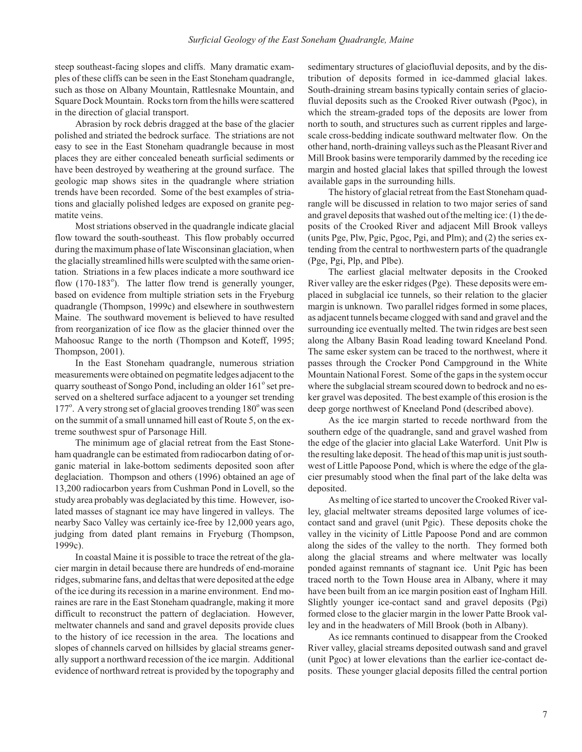steep southeast-facing slopes and cliffs. Many dramatic examples of these cliffs can be seen in the East Stoneham quadrangle, such as those on Albany Mountain, Rattlesnake Mountain, and Square Dock Mountain. Rocks torn from the hills were scattered in the direction of glacial transport.

Abrasion by rock debris dragged at the base of the glacier polished and striated the bedrock surface. The striations are not easy to see in the East Stoneham quadrangle because in most places they are either concealed beneath surficial sediments or have been destroyed by weathering at the ground surface. The geologic map shows sites in the quadrangle where striation trends have been recorded. Some of the best examples of striations and glacially polished ledges are exposed on granite pegmatite veins.

Most striations observed in the quadrangle indicate glacial flow toward the south-southeast. This flow probably occurred during the maximum phase of late Wisconsinan glaciation, when the glacially streamlined hills were sculpted with the same orientation. Striations in a few places indicate a more southward ice flow (170-183°). The latter flow trend is generally younger, based on evidence from multiple striation sets in the Fryeburg quadrangle (Thompson, 1999c) and elsewhere in southwestern Maine. The southward movement is believed to have resulted from reorganization of ice flow as the glacier thinned over the Mahoosuc Range to the north (Thompson and Koteff, 1995; Thompson, 2001).

In the East Stoneham quadrangle, numerous striation measurements were obtained on pegmatite ledges adjacent to the quarry southeast of Songo Pond, including an older 161° set preserved on a sheltered surface adjacent to a younger set trending 177°. A very strong set of glacial grooves trending 180° was seen on the summit of a small unnamed hill east of Route 5, on the extreme southwest spur of Parsonage Hill.

The minimum age of glacial retreat from the East Stoneham quadrangle can be estimated from radiocarbon dating of organic material in lake-bottom sediments deposited soon after deglaciation. Thompson and others (1996) obtained an age of 13,200 radiocarbon years from Cushman Pond in Lovell, so the study area probably was deglaciated by this time. However, isolated masses of stagnant ice may have lingered in valleys. The nearby Saco Valley was certainly ice-free by 12,000 years ago, judging from dated plant remains in Fryeburg (Thompson, 1999c).

In coastal Maine it is possible to trace the retreat of the glacier margin in detail because there are hundreds of end-moraine ridges, submarine fans, and deltas that were deposited at the edge of the ice during its recession in a marine environment. End moraines are rare in the East Stoneham quadrangle, making it more difficult to reconstruct the pattern of deglaciation. However, meltwater channels and sand and gravel deposits provide clues to the history of ice recession in the area. The locations and slopes of channels carved on hillsides by glacial streams generally support a northward recession of the ice margin. Additional evidence of northward retreat is provided by the topography and sedimentary structures of glaciofluvial deposits, and by the distribution of deposits formed in ice-dammed glacial lakes. South-draining stream basins typically contain series of glaciofluvial deposits such as the Crooked River outwash (Pgoc), in which the stream-graded tops of the deposits are lower from north to south, and structures such as current ripples and large-scale cross-bedding indicate southward meltwater flow. On the other hand, north-draining valleys such as the Pleasant River and Mill Brook basins were temporarily dammed by the receding ice margin and hosted glacial lakes that spilled through the lowest available gaps in the surrounding hills.

The history of glacial retreat from the East Stoneham quadrangle will be discussed in relation to two major series of sand and gravel deposits that washed out of the melting ice: (1) the deposits of the Crooked River and adjacent Mill Brook valleys (units Pge, Plw, Pgic, Pgoc, Pgi, and Plm); and (2) the series extending from the central to northwestern parts of the quadrangle (Pge, Pgi, Plp, and Plbe).

The earliest glacial meltwater deposits in the Crooked River valley are the esker ridges (Pge). These deposits were emplaced in subglacial ice tunnels, so their relation to the glacier margin is unknown. Two parallel ridges formed in some places, as adjacent tunnels became clogged with sand and gravel and the surrounding ice eventually melted. The twin ridges are best seen along the Albany Basin Road leading toward Kneeland Pond. The same esker system can be traced to the northwest, where it passes through the Crocker Pond Campground in the White Mountain National Forest. Some of the gaps in the system occur where the subglacial stream scoured down to bedrock and no esker gravel was deposited. The best example of this erosion is the deep gorge northwest of Kneeland Pond (described above).

As the ice margin started to recede northward from the southern edge of the quadrangle, sand and gravel washed from the edge of the glacier into glacial Lake Waterford. Unit Plw is the resulting lake deposit. The head of this map unit is just southwest of Little Papoose Pond, which is where the edge of the glacier presumably stood when the final part of the lake delta was deposited.

As melting of ice started to uncover the Crooked River valley, glacial meltwater streams deposited large volumes of ice-contact sand and gravel (unit Pgic). These deposits choke the valley in the vicinity of Little Papoose Pond and are common along the sides of the valley to the north. They formed both along the glacial streams and where meltwater was locally ponded against remnants of stagnant ice. Unit Pgic has been traced north to the Town House area in Albany, where it may have been built from an ice margin position east of Ingham Hill. Slightly younger ice-contact sand and gravel deposits (Pgi) formed close to the glacier margin in the lower Patte Brook valley and in the headwaters of Mill Brook (both in Albany).

As ice remnants continued to disappear from the Crooked River valley, glacial streams deposited outwash sand and gravel (unit Pgoc) at lower elevations than the earlier ice-contact deposits. These younger glacial deposits filled the central portion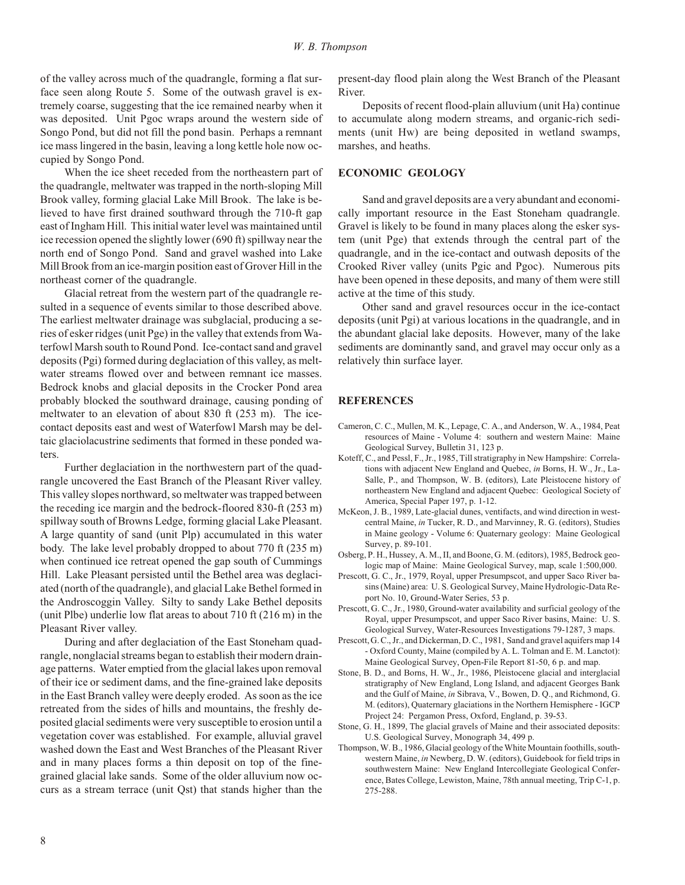of the valley across much of the quadrangle, forming a flat surface seen along Route 5. Some of the outwash gravel is extremely coarse, suggesting that the ice remained nearby when it was deposited. Unit Pgoc wraps around the western side of Songo Pond, but did not fill the pond basin. Perhaps a remnant ice mass lingered in the basin, leaving a long kettle hole now occupied by Songo Pond.

When the ice sheet receded from the northeastern part of the quadrangle, meltwater was trapped in the north-sloping Mill Brook valley, forming glacial Lake Mill Brook. The lake is believed to have first drained southward through the 710-ft gap east of Ingham Hill. This initial water level was maintained until ice recession opened the slightly lower (690 ft) spillway near the north end of Songo Pond. Sand and gravel washed into Lake Mill Brook from an ice-margin position east of Grover Hill in the northeast corner of the quadrangle.

Glacial retreat from the western part of the quadrangle resulted in a sequence of events similar to those described above. The earliest meltwater drainage was subglacial, producing a series of esker ridges (unit Pge) in the valley that extends from Waterfowl Marsh south to Round Pond. Ice-contact sand and gravel deposits (Pgi) formed during deglaciation of this valley, as meltwater streams flowed over and between remnant ice masses. Bedrock knobs and glacial deposits in the Crocker Pond area probably blocked the southward drainage, causing ponding of meltwater to an elevation of about 830 ft (253 m). The ice-contact deposits east and west of Waterfowl Marsh may be deltaic glaciolacustrine sediments that formed in these ponded waters.

Further deglaciation in the northwestern part of the quadrangle uncovered the East Branch of the Pleasant River valley. This valley slopes northward, so meltwater was trapped between the receding ice margin and the bedrock-floored 830-ft (253 m) spillway south of Browns Ledge, forming glacial Lake Pleasant. A large quantity of sand (unit Plp) accumulated in this water body. The lake level probably dropped to about 770 ft (235 m) when continued ice retreat opened the gap south of Cummings Hill. Lake Pleasant persisted until the Bethel area was deglaciated (north of the quadrangle), and glacial Lake Bethel formed in the Androscoggin Valley. Silty to sandy Lake Bethel deposits (unit Plbe) underlie low flat areas to about 710 ft (216 m) in the Pleasant River valley.

During and after deglaciation of the East Stoneham quadrangle, nonglacial streams began to establish their modern drainage patterns. Water emptied from the glacial lakes upon removal of their ice or sediment dams, and the fine-grained lake deposits in the East Branch valley were deeply eroded. As soon as the ice retreated from the sides of hills and mountains, the freshly deposited glacial sediments were very susceptible to erosion until a vegetation cover was established. For example, alluvial gravel washed down the East and West Branches of the Pleasant River and in many places forms a thin deposit on top of the fine-grained glacial lake sands. Some of the older alluvium now occurs as a stream terrace (unit Qst) that stands higher than the present-day flood plain along the West Branch of the Pleasant River.

Deposits of recent flood-plain alluvium (unit Ha) continue to accumulate along modern streams, and organic-rich sediments (unit Hw) are being deposited in wetland swamps, marshes, and heaths.

## ECONOMIC GEOLOGY

Sand and gravel deposits are a very abundant and economically important resource in the East Stoneham quadrangle. Gravel is likely to be found in many places along the esker system (unit Pge) that extends through the central part of the quadrangle, and in the ice-contact and outwash deposits of the Crooked River valley (units Pgic and Pgoc). Numerous pits have been opened in these deposits, and many of them were still active at the time of this study.

Other sand and gravel resources occur in the ice-contact deposits (unit Pgi) at various locations in the quadrangle, and in the abundant glacial lake deposits. However, many of the lake sediments are dominantly sand, and gravel may occur only as a relatively thin surface layer.

## REFERENCES

Cameron, C. C., Mullen, M. K., Lepage, C. A., and Anderson, W. A., 1984, Peat resources of Maine - Volume 4: southern and western Maine: Maine Geological Survey, Bulletin 31, 123 p.

Koteff, C., and Pessl, F., Jr., 1985, Till stratigraphy in New Hampshire: Correlations with adjacent New England and Quebec, *in* Borns, H. W., Jr., LaSalle, P., and Thompson, W. B. (editors), Late Pleistocene history of northeastern New England and adjacent Quebec: Geological Society of America, Special Paper 197, p. 1-12.

McKeon, J. B., 1989, Late-glacial dunes, ventifacts, and wind direction in west-central Maine, *in* Tucker, R. D., and Marvinney, R. G. (editors), Studies in Maine geology - Volume 6: Quaternary geology: Maine Geological Survey, p. 89-101.

Osberg, P. H., Hussey, A. M., II, and Boone, G. M. (editors), 1985, Bedrock geologic map of Maine: Maine Geological Survey, map, scale 1:500,000.

Prescott, G. C., Jr., 1979, Royal, upper Presumpscot, and upper Saco River basins (Maine) area: U. S. Geological Survey, Maine Hydrologic-Data Report No. 10, Ground-Water Series, 53 p.

Prescott, G. C., Jr., 1980, Ground-water availability and surficial geology of the Royal, upper Presumpscot, and upper Saco River basins, Maine: U. S. Geological Survey, Water-Resources Investigations 79-1287, 3 maps.

Prescott, G. C., Jr., and Dickerman, D. C., 1981, Sand and gravel aquifers map 14 - Oxford County, Maine (compiled by A. L. Tolman and E. M. Lanctot): Maine Geological Survey, Open-File Report 81-50, 6 p. and map.

Stone, B. D., and Borns, H. W., Jr., 1986, Pleistocene glacial and interglacial stratigraphy of New England, Long Island, and adjacent Georges Bank and the Gulf of Maine, *in* Sibrava, V., Bowen, D. Q., and Richmond, G. M. (editors), Quaternary glaciations in the Northern Hemisphere - IGCP Project 24: Pergamon Press, Oxford, England, p. 39-53.

Stone, G. H., 1899, The glacial gravels of Maine and their associated deposits: U.S. Geological Survey, Monograph 34, 499 p.

Thompson, W. B., 1986, Glacial geology of the White Mountain foothills, southwestern Maine, *in* Newberg, D. W. (editors), Guidebook for field trips in southwestern Maine: New England Intercollegiate Geological Conference, Bates College, Lewiston, Maine, 78th annual meeting, Trip C-1, p. 275-288.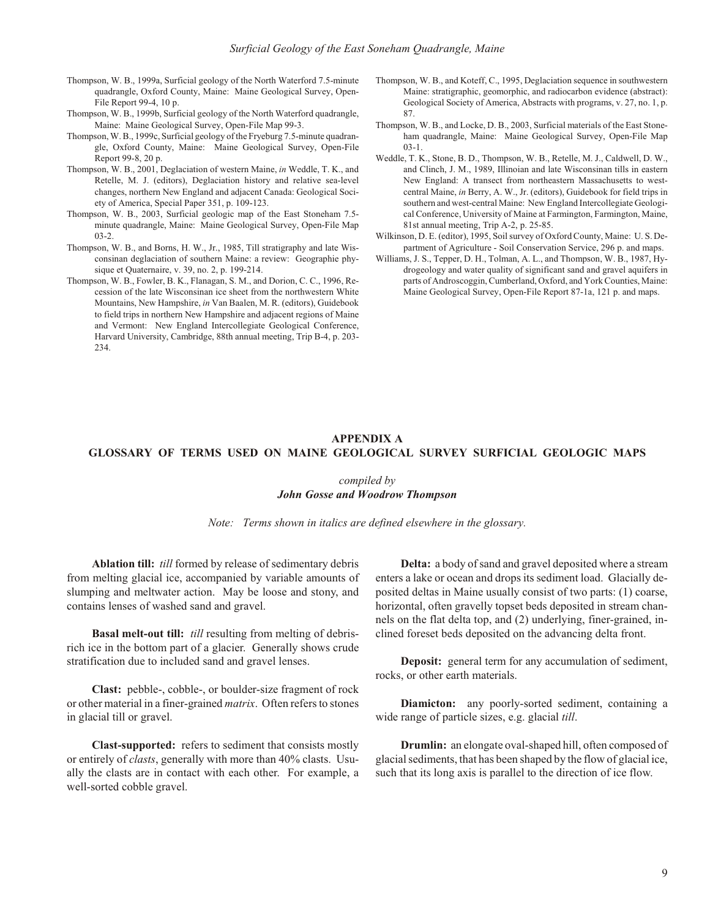Thompson, W. B., 1999a, Surficial geology of the North Waterford 7.5-minute quadrangle, Oxford County, Maine: Maine Geological Survey, Open-File Report 99-4, 10 p.

Thompson, W. B., 1999b, Surficial geology of the North Waterford quadrangle, Maine: Maine Geological Survey, Open-File Map 99-3.

Thompson, W. B., 1999c, Surficial geology of the Fryeburg 7.5-minute quadrangle, Oxford County, Maine: Maine Geological Survey, Open-File Report 99-8, 20 p.

Thompson, W. B., 2001, Deglaciation of western Maine, *in* Weddle, T. K., and Retelle, M. J. (editors), Deglaciation history and relative sea-level changes, northern New England and adjacent Canada: Geological Society of America, Special Paper 351, p. 109-123.

Thompson, W. B., 2003, Surficial geologic map of the East Stoneham 7.5-minute quadrangle, Maine: Maine Geological Survey, Open-File Map 03-2.

Thompson, W. B., and Borns, H. W., Jr., 1985, Till stratigraphy and late Wisconsinan deglaciation of southern Maine: a review: Geographie physique et Quaternaire, v. 39, no. 2, p. 199-214.

Thompson, W. B., Fowler, B. K., Flanagan, S. M., and Dorion, C. C., 1996, Recession of the late Wisconsinan ice sheet from the northwestern White Mountains, New Hampshire, *in* Van Baalen, M. R. (editors), Guidebook to field trips in northern New Hampshire and adjacent regions of Maine and Vermont: New England Intercollegiate Geological Conference, Harvard University, Cambridge, 88th annual meeting, Trip B-4, p. 203-234.

Thompson, W. B., and Koteff, C., 1995, Deglaciation sequence in southwestern Maine: stratigraphic, geomorphic, and radiocarbon evidence (abstract): Geological Society of America, Abstracts with programs, v. 27, no. 1, p. 87.

Thompson, W. B., and Locke, D. B., 2003, Surficial materials of the East Stoneham quadrangle, Maine: Maine Geological Survey, Open-File Map 03-1.

Weddle, T. K., Stone, B. D., Thompson, W. B., Retelle, M. J., Caldwell, D. W., and Clinch, J. M., 1989, Illinoian and late Wisconsinan tills in eastern New England: A transect from northeastern Massachusetts to west-central Maine, *in* Berry, A. W., Jr. (editors), Guidebook for field trips in southern and west-central Maine: New England Intercollegiate Geological Conference, University of Maine at Farmington, Farmington, Maine, 81st annual meeting, Trip A-2, p. 25-85.

Wilkinson, D. E. (editor), 1995, Soil survey of Oxford County, Maine: U. S. Department of Agriculture - Soil Conservation Service, 296 p. and maps.

Williams, J. S., Tepper, D. H., Tolman, A. L., and Thompson, W. B., 1987, Hydrogeology and water quality of significant sand and gravel aquifers in parts of Androscoggin, Cumberland, Oxford, and York Counties, Maine: Maine Geological Survey, Open-File Report 87-1a, 121 p. and maps.

## APPENDIX A
## GLOSSARY OF TERMS USED ON MAINE GEOLOGICAL SURVEY SURFICIAL GEOLOGIC MAPS

*compiled by*
***John Gosse and Woodrow Thompson***

*Note: Terms shown in italics are defined elsewhere in the glossary.*

**Ablation till:** *till* formed by release of sedimentary debris from melting glacial ice, accompanied by variable amounts of slumping and meltwater action. May be loose and stony, and contains lenses of washed sand and gravel.

**Basal melt-out till:** *till* resulting from melting of debris-rich ice in the bottom part of a glacier. Generally shows crude stratification due to included sand and gravel lenses.

**Clast:** pebble-, cobble-, or boulder-size fragment of rock or other material in a finer-grained *matrix*. Often refers to stones in glacial till or gravel.

**Clast-supported:** refers to sediment that consists mostly or entirely of *clasts*, generally with more than 40% clasts. Usually the clasts are in contact with each other. For example, a well-sorted cobble gravel.

**Delta:** a body of sand and gravel deposited where a stream enters a lake or ocean and drops its sediment load. Glacially deposited deltas in Maine usually consist of two parts: (1) coarse, horizontal, often gravelly topset beds deposited in stream channels on the flat delta top, and (2) underlying, finer-grained, inclined foreset beds deposited on the advancing delta front.

**Deposit:** general term for any accumulation of sediment, rocks, or other earth materials.

**Diamicton:** any poorly-sorted sediment, containing a wide range of particle sizes, e.g. glacial *till*.

**Drumlin:** an elongate oval-shaped hill, often composed of glacial sediments, that has been shaped by the flow of glacial ice, such that its long axis is parallel to the direction of ice flow.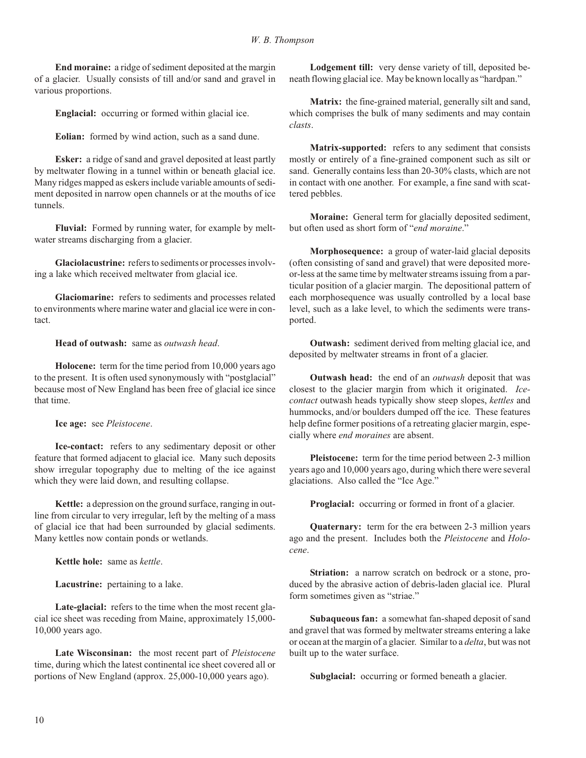**End moraine:** a ridge of sediment deposited at the margin of a glacier. Usually consists of till and/or sand and gravel in various proportions.

**Englacial:** occurring or formed within glacial ice.

**Eolian:** formed by wind action, such as a sand dune.

**Esker:** a ridge of sand and gravel deposited at least partly by meltwater flowing in a tunnel within or beneath glacial ice. Many ridges mapped as eskers include variable amounts of sediment deposited in narrow open channels or at the mouths of ice tunnels.

**Fluvial:** Formed by running water, for example by meltwater streams discharging from a glacier.

**Glaciolacustrine:** refers to sediments or processes involving a lake which received meltwater from glacial ice.

**Glaciomarine:** refers to sediments and processes related to environments where marine water and glacial ice were in contact.

**Head of outwash:** same as *outwash head*.

**Holocene:** term for the time period from 10,000 years ago to the present. It is often used synonymously with "postglacial" because most of New England has been free of glacial ice since that time.

**Ice age:** see *Pleistocene*.

**Ice-contact:** refers to any sedimentary deposit or other feature that formed adjacent to glacial ice. Many such deposits show irregular topography due to melting of the ice against which they were laid down, and resulting collapse.

**Kettle:** a depression on the ground surface, ranging in outline from circular to very irregular, left by the melting of a mass of glacial ice that had been surrounded by glacial sediments. Many kettles now contain ponds or wetlands.

**Kettle hole:** same as *kettle*.

**Lacustrine:** pertaining to a lake.

**Late-glacial:** refers to the time when the most recent glacial ice sheet was receding from Maine, approximately 15,000-10,000 years ago.

**Late Wisconsinan:** the most recent part of *Pleistocene* time, during which the latest continental ice sheet covered all or portions of New England (approx. 25,000-10,000 years ago).

**Lodgement till:** very dense variety of till, deposited beneath flowing glacial ice. May be known locally as "hardpan."

**Matrix:** the fine-grained material, generally silt and sand, which comprises the bulk of many sediments and may contain *clasts*.

**Matrix-supported:** refers to any sediment that consists mostly or entirely of a fine-grained component such as silt or sand. Generally contains less than 20-30% clasts, which are not in contact with one another. For example, a fine sand with scattered pebbles.

**Moraine:** General term for glacially deposited sediment, but often used as short form of "*end moraine*."

**Morphosequence:** a group of water-laid glacial deposits (often consisting of sand and gravel) that were deposited more-or-less at the same time by meltwater streams issuing from a particular position of a glacier margin. The depositional pattern of each morphosequence was usually controlled by a local base level, such as a lake level, to which the sediments were transported.

**Outwash:** sediment derived from melting glacial ice, and deposited by meltwater streams in front of a glacier.

**Outwash head:** the end of an *outwash* deposit that was closest to the glacier margin from which it originated. *Ice-contact* outwash heads typically show steep slopes, *kettles* and hummocks, and/or boulders dumped off the ice. These features help define former positions of a retreating glacier margin, especially where *end moraines* are absent.

**Pleistocene:** term for the time period between 2-3 million years ago and 10,000 years ago, during which there were several glaciations. Also called the "Ice Age."

**Proglacial:** occurring or formed in front of a glacier.

**Quaternary:** term for the era between 2-3 million years ago and the present. Includes both the *Pleistocene* and *Holocene*.

**Striation:** a narrow scratch on bedrock or a stone, produced by the abrasive action of debris-laden glacial ice. Plural form sometimes given as "striae."

**Subaqueous fan:** a somewhat fan-shaped deposit of sand and gravel that was formed by meltwater streams entering a lake or ocean at the margin of a glacier. Similar to a *delta*, but was not built up to the water surface.

**Subglacial:** occurring or formed beneath a glacier.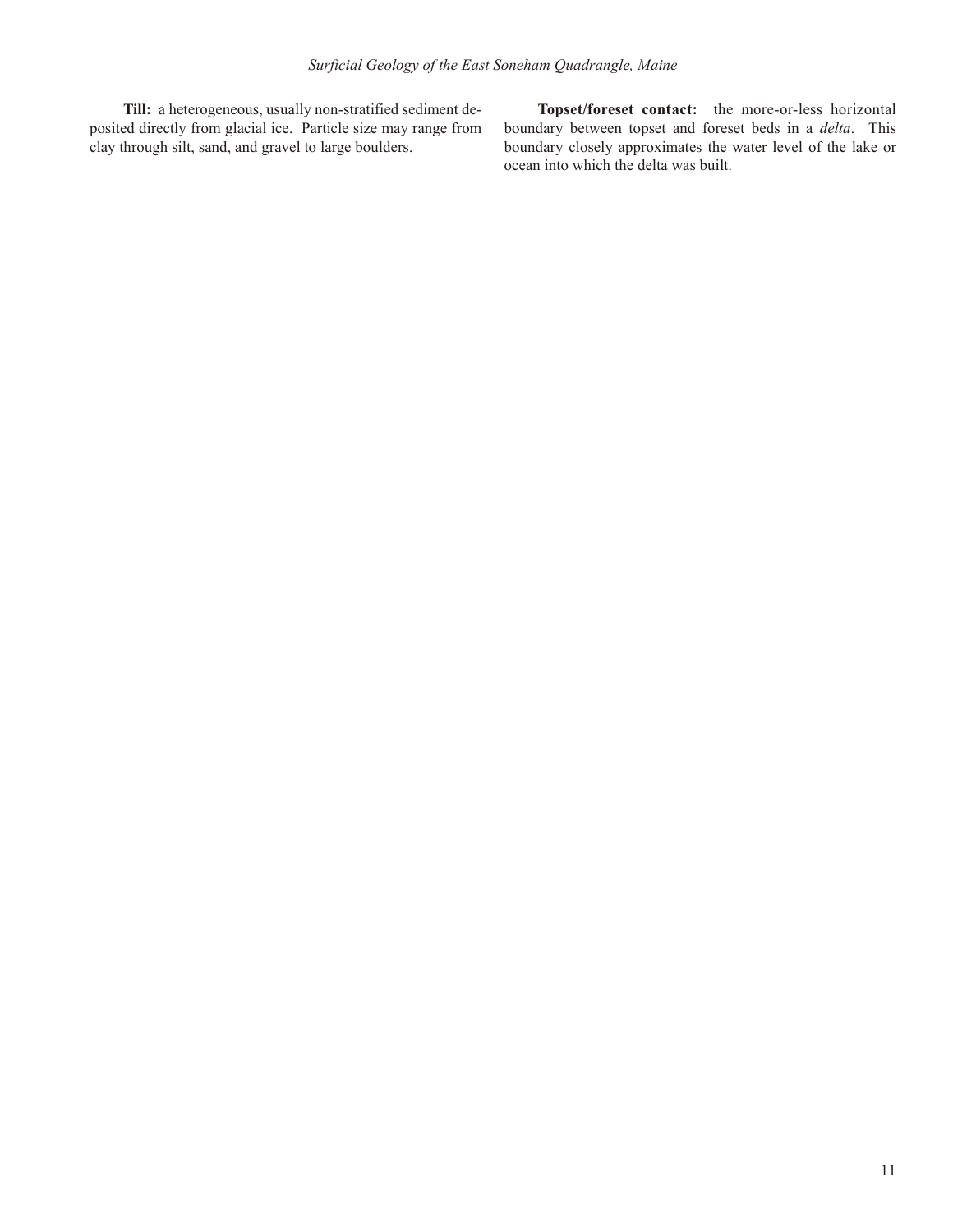**Till:** a heterogeneous, usually non-stratified sediment deposited directly from glacial ice. Particle size may range from clay through silt, sand, and gravel to large boulders.

**Topset/foreset contact:** the more-or-less horizontal boundary between topset and foreset beds in a *delta*. This boundary closely approximates the water level of the lake or ocean into which the delta was built.